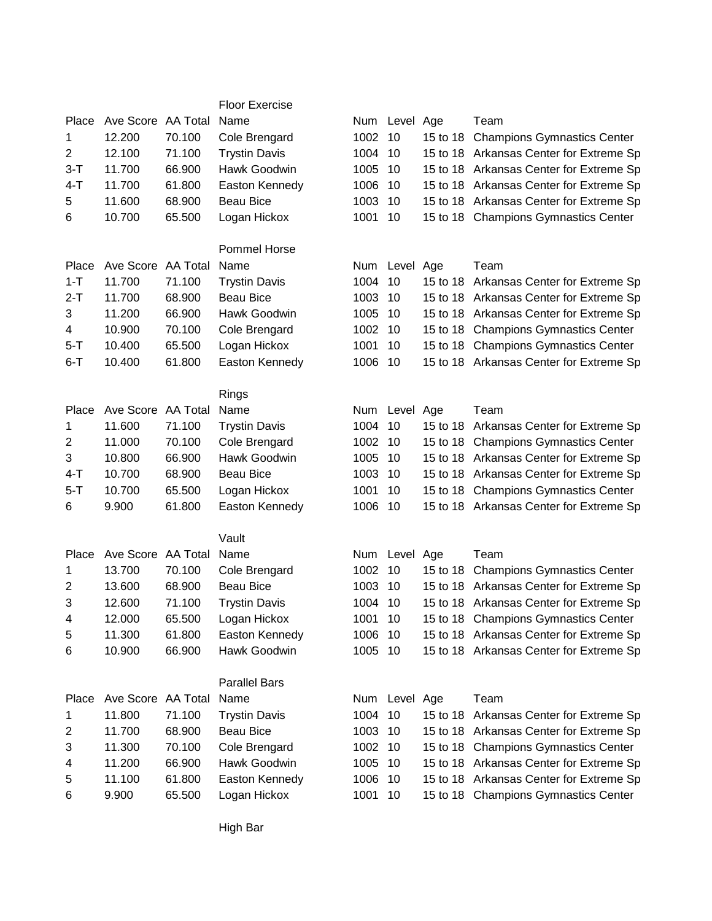## Floor Exercise

| Place | Ave Score | AA Total | Name | Num | Level | Age | Team |
|---|---|---|---|---|---|---|---|
| 1 | 12.200 | 70.100 | Cole Brengard | 1002 | 10 | 15 to 18 | Champions Gymnastics Center |
| 2 | 12.100 | 71.100 | Trystin Davis | 1004 | 10 | 15 to 18 | Arkansas Center for Extreme Sp |
| 3-T | 11.700 | 66.900 | Hawk Goodwin | 1005 | 10 | 15 to 18 | Arkansas Center for Extreme Sp |
| 4-T | 11.700 | 61.800 | Easton Kennedy | 1006 | 10 | 15 to 18 | Arkansas Center for Extreme Sp |
| 5 | 11.600 | 68.900 | Beau Bice | 1003 | 10 | 15 to 18 | Arkansas Center for Extreme Sp |
| 6 | 10.700 | 65.500 | Logan Hickox | 1001 | 10 | 15 to 18 | Champions Gymnastics Center |

## Pommel Horse

| Place | Ave Score | AA Total | Name | Num | Level | Age | Team |
|---|---|---|---|---|---|---|---|
| 1-T | 11.700 | 71.100 | Trystin Davis | 1004 | 10 | 15 to 18 | Arkansas Center for Extreme Sp |
| 2-T | 11.700 | 68.900 | Beau Bice | 1003 | 10 | 15 to 18 | Arkansas Center for Extreme Sp |
| 3 | 11.200 | 66.900 | Hawk Goodwin | 1005 | 10 | 15 to 18 | Arkansas Center for Extreme Sp |
| 4 | 10.900 | 70.100 | Cole Brengard | 1002 | 10 | 15 to 18 | Champions Gymnastics Center |
| 5-T | 10.400 | 65.500 | Logan Hickox | 1001 | 10 | 15 to 18 | Champions Gymnastics Center |
| 6-T | 10.400 | 61.800 | Easton Kennedy | 1006 | 10 | 15 to 18 | Arkansas Center for Extreme Sp |

## Rings

| Place | Ave Score | AA Total | Name | Num | Level | Age | Team |
|---|---|---|---|---|---|---|---|
| 1 | 11.600 | 71.100 | Trystin Davis | 1004 | 10 | 15 to 18 | Arkansas Center for Extreme Sp |
| 2 | 11.000 | 70.100 | Cole Brengard | 1002 | 10 | 15 to 18 | Champions Gymnastics Center |
| 3 | 10.800 | 66.900 | Hawk Goodwin | 1005 | 10 | 15 to 18 | Arkansas Center for Extreme Sp |
| 4-T | 10.700 | 68.900 | Beau Bice | 1003 | 10 | 15 to 18 | Arkansas Center for Extreme Sp |
| 5-T | 10.700 | 65.500 | Logan Hickox | 1001 | 10 | 15 to 18 | Champions Gymnastics Center |
| 6 | 9.900 | 61.800 | Easton Kennedy | 1006 | 10 | 15 to 18 | Arkansas Center for Extreme Sp |

## Vault

| Place | Ave Score | AA Total | Name | Num | Level | Age | Team |
|---|---|---|---|---|---|---|---|
| 1 | 13.700 | 70.100 | Cole Brengard | 1002 | 10 | 15 to 18 | Champions Gymnastics Center |
| 2 | 13.600 | 68.900 | Beau Bice | 1003 | 10 | 15 to 18 | Arkansas Center for Extreme Sp |
| 3 | 12.600 | 71.100 | Trystin Davis | 1004 | 10 | 15 to 18 | Arkansas Center for Extreme Sp |
| 4 | 12.000 | 65.500 | Logan Hickox | 1001 | 10 | 15 to 18 | Champions Gymnastics Center |
| 5 | 11.300 | 61.800 | Easton Kennedy | 1006 | 10 | 15 to 18 | Arkansas Center for Extreme Sp |
| 6 | 10.900 | 66.900 | Hawk Goodwin | 1005 | 10 | 15 to 18 | Arkansas Center for Extreme Sp |

## Parallel Bars

| Place | Ave Score | AA Total | Name | Num | Level | Age | Team |
|---|---|---|---|---|---|---|---|
| 1 | 11.800 | 71.100 | Trystin Davis | 1004 | 10 | 15 to 18 | Arkansas Center for Extreme Sp |
| 2 | 11.700 | 68.900 | Beau Bice | 1003 | 10 | 15 to 18 | Arkansas Center for Extreme Sp |
| 3 | 11.300 | 70.100 | Cole Brengard | 1002 | 10 | 15 to 18 | Champions Gymnastics Center |
| 4 | 11.200 | 66.900 | Hawk Goodwin | 1005 | 10 | 15 to 18 | Arkansas Center for Extreme Sp |
| 5 | 11.100 | 61.800 | Easton Kennedy | 1006 | 10 | 15 to 18 | Arkansas Center for Extreme Sp |
| 6 | 9.900 | 65.500 | Logan Hickox | 1001 | 10 | 15 to 18 | Champions Gymnastics Center |

## High Bar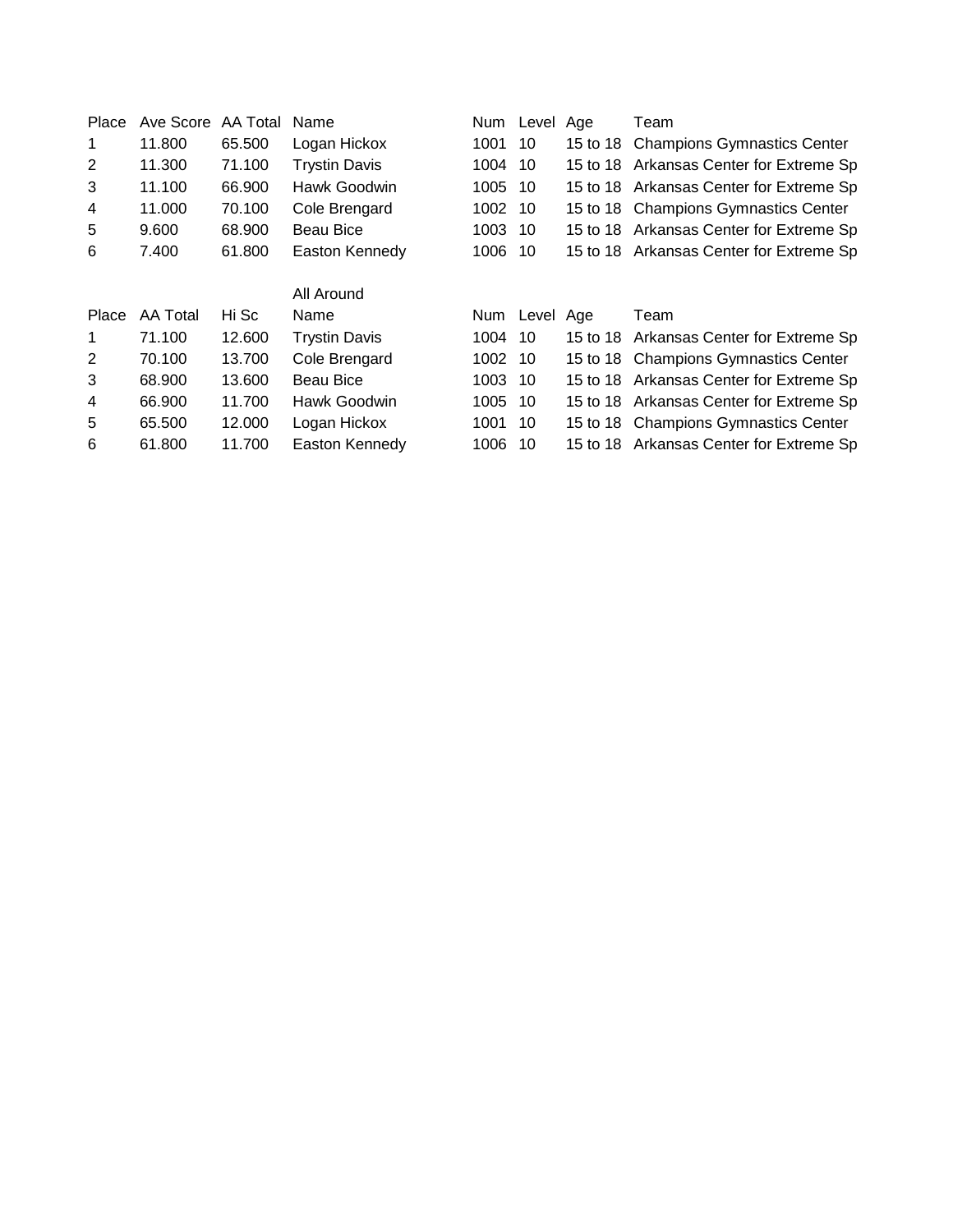| Place | Ave Score | AA Total | Name | Num | Level | Age | Team |
|---|---|---|---|---|---|---|---|
| 1 | 11.800 | 65.500 | Logan Hickox | 1001 | 10 | 15 to 18 | Champions Gymnastics Center |
| 2 | 11.300 | 71.100 | Trystin Davis | 1004 | 10 | 15 to 18 | Arkansas Center for Extreme Sp |
| 3 | 11.100 | 66.900 | Hawk Goodwin | 1005 | 10 | 15 to 18 | Arkansas Center for Extreme Sp |
| 4 | 11.000 | 70.100 | Cole Brengard | 1002 | 10 | 15 to 18 | Champions Gymnastics Center |
| 5 | 9.600 | 68.900 | Beau Bice | 1003 | 10 | 15 to 18 | Arkansas Center for Extreme Sp |
| 6 | 7.400 | 61.800 | Easton Kennedy | 1006 | 10 | 15 to 18 | Arkansas Center for Extreme Sp |

All Around

| Place | AA Total | Hi Sc | Name | Num | Level | Age | Team |
|---|---|---|---|---|---|---|---|
| 1 | 71.100 | 12.600 | Trystin Davis | 1004 | 10 | 15 to 18 | Arkansas Center for Extreme Sp |
| 2 | 70.100 | 13.700 | Cole Brengard | 1002 | 10 | 15 to 18 | Champions Gymnastics Center |
| 3 | 68.900 | 13.600 | Beau Bice | 1003 | 10 | 15 to 18 | Arkansas Center for Extreme Sp |
| 4 | 66.900 | 11.700 | Hawk Goodwin | 1005 | 10 | 15 to 18 | Arkansas Center for Extreme Sp |
| 5 | 65.500 | 12.000 | Logan Hickox | 1001 | 10 | 15 to 18 | Champions Gymnastics Center |
| 6 | 61.800 | 11.700 | Easton Kennedy | 1006 | 10 | 15 to 18 | Arkansas Center for Extreme Sp |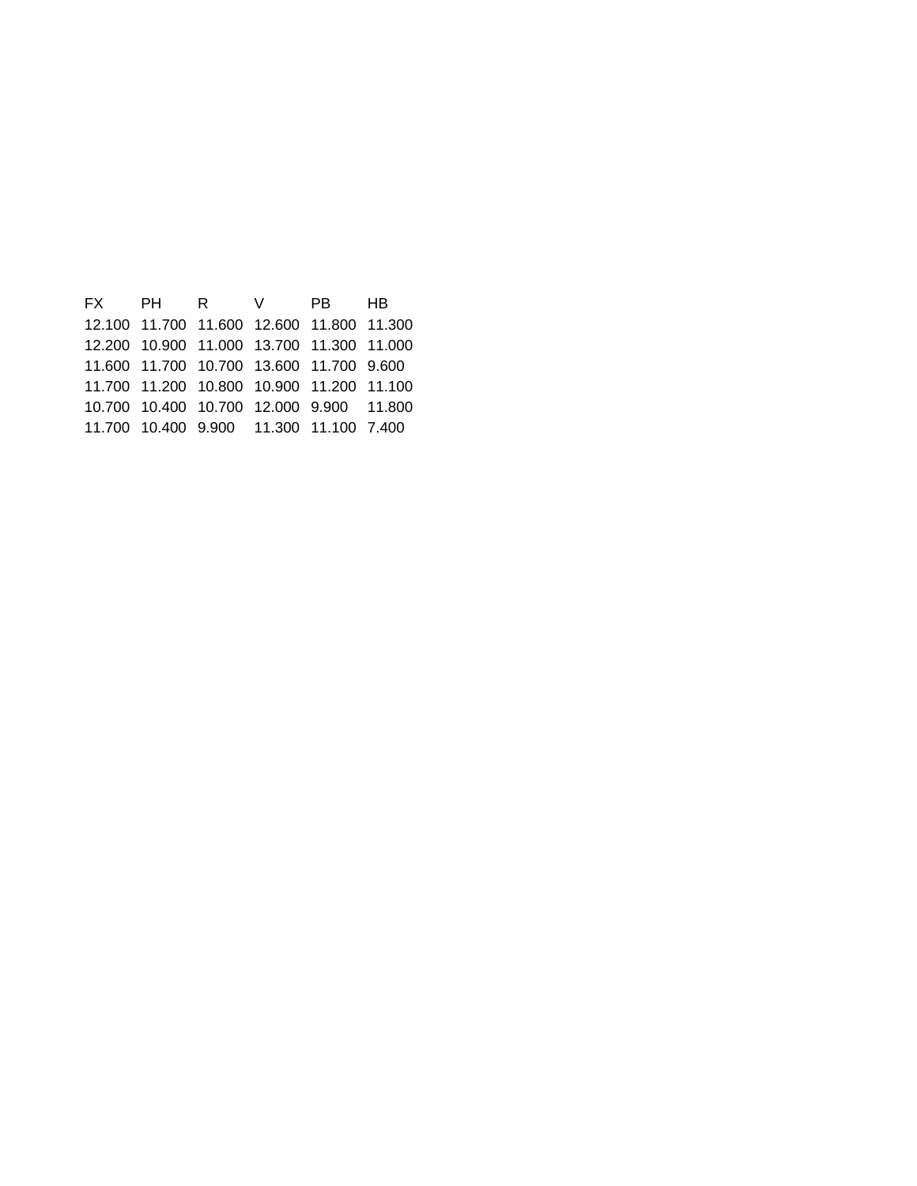| FX | PH | R | V | PB | HB |
| --- | --- | --- | --- | --- | --- |
| 12.100 | 11.700 | 11.600 | 12.600 | 11.800 | 11.300 |
| 12.200 | 10.900 | 11.000 | 13.700 | 11.300 | 11.000 |
| 11.600 | 11.700 | 10.700 | 13.600 | 11.700 | 9.600 |
| 11.700 | 11.200 | 10.800 | 10.900 | 11.200 | 11.100 |
| 10.700 | 10.400 | 10.700 | 12.000 | 9.900 | 11.800 |
| 11.700 | 10.400 | 9.900 | 11.300 | 11.100 | 7.400 |